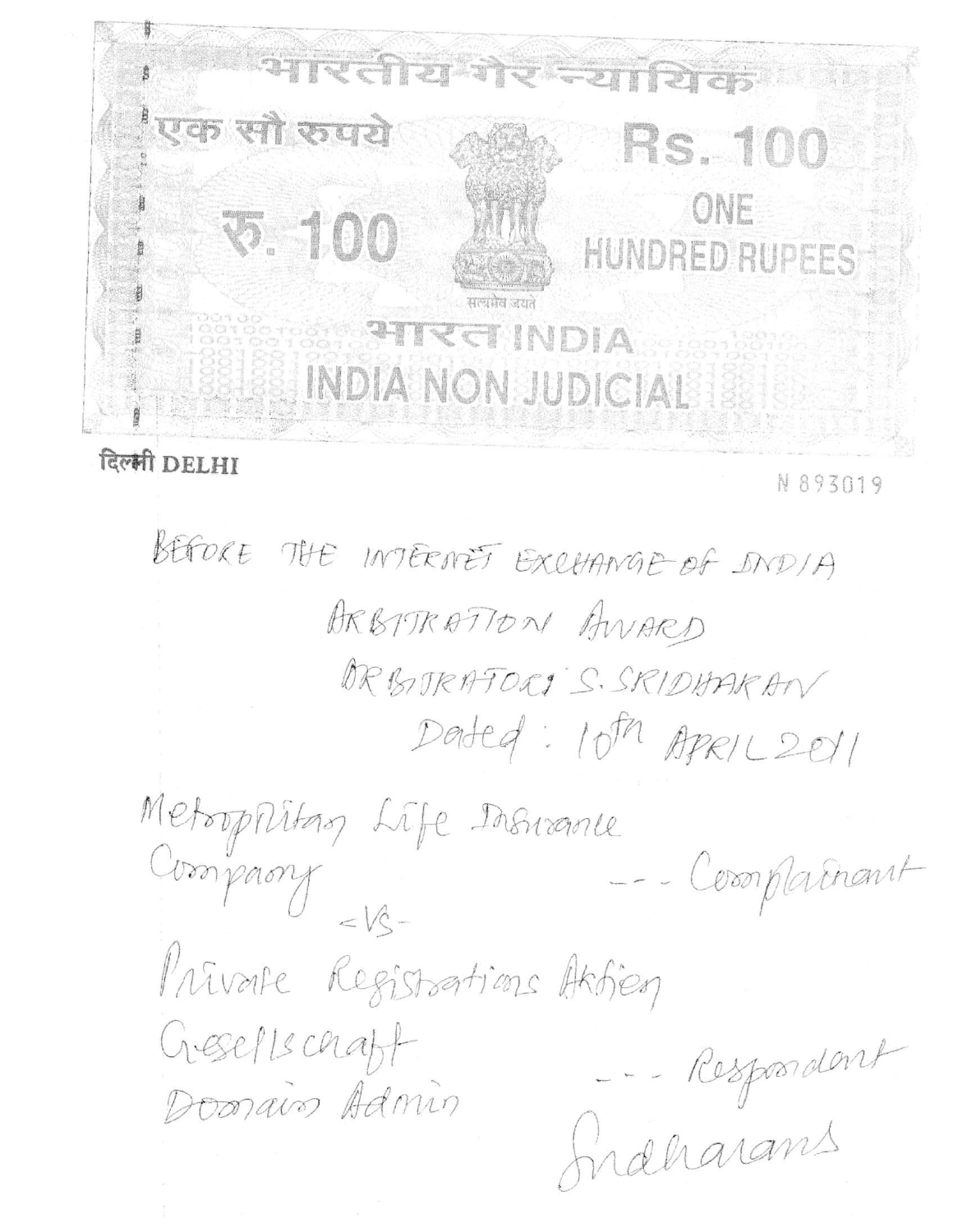भारतीय गैर न्यायिक

एक सौ रुपये

Rs. 100

रु. 100

ONE HUNDRED RUPEES

सत्यमेव जयते

भारत INDIA

INDIA NON JUDICIAL

दिल्ली DELHI

N 893019

BEFORE THE INTERNET EXCHANGE OF INDIA

ARBITRATION AWARD

ARBITRATOR: S. SRIDHARAN

Dated: 10th APRIL 2011

Metropolitan Life Insurance Company --- Complainant

-VS-

Private Registrations Aktien Gesellschaft Domain Admin --- Respondent

Sridharans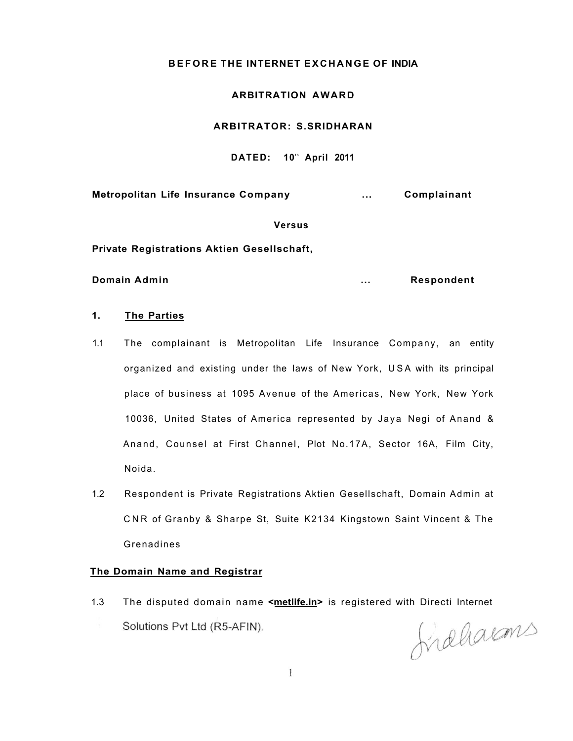**BEFORE THE INTERNET EXCHANGE OF INDIA**

**ARBITRATION AWARD**

**ARBITRATOR: S.SRIDHARAN**

**DATED: 10th April 2011**

**Metropolitan Life Insurance Company** ... **Complainant**

**Versus**

**Private Registrations Aktien Gesellschaft,**

**Domain Admin** ... **Respondent**

## 1. The Parties

1.1 The complainant is Metropolitan Life Insurance Company, an entity organized and existing under the laws of New York, USA with its principal place of business at 1095 Avenue of the Americas, New York, New York 10036, United States of America represented by Jaya Negi of Anand & Anand, Counsel at First Channel, Plot No.17A, Sector 16A, Film City, Noida.

1.2 Respondent is Private Registrations Aktien Gesellschaft, Domain Admin at CNR of Granby & Sharpe St, Suite K2134 Kingstown Saint Vincent & The Grenadines

## The Domain Name and Registrar

1.3 The disputed domain name **<metlife.in>** is registered with Directi Internet Solutions Pvt Ltd (R5-AFIN).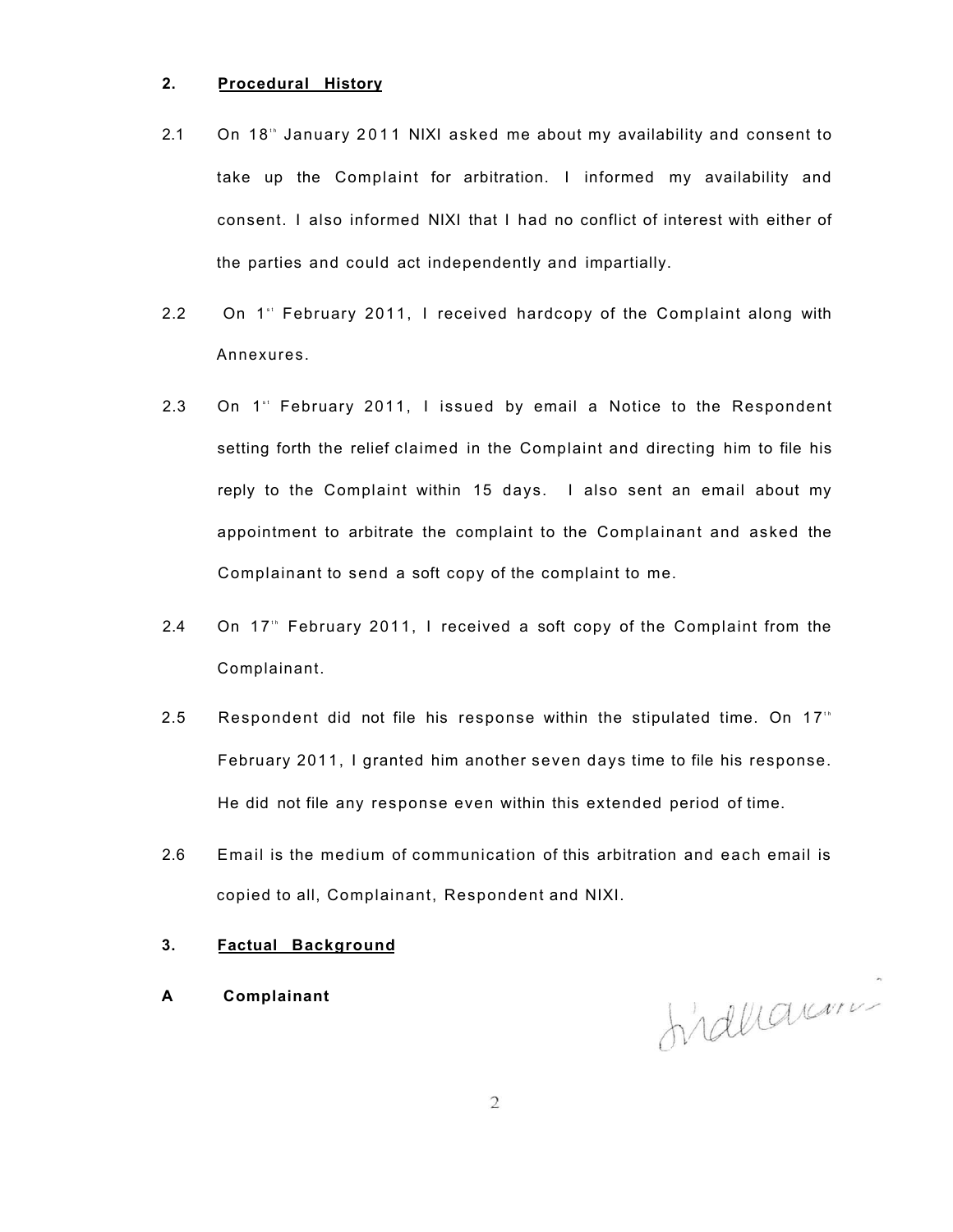## 2. Procedural History

2.1 On 18th January 2011 NIXI asked me about my availability and consent to take up the Complaint for arbitration. I informed my availability and consent. I also informed NIXI that I had no conflict of interest with either of the parties and could act independently and impartially.

2.2 On 1st February 2011, I received hardcopy of the Complaint along with Annexures.

2.3 On 1st February 2011, I issued by email a Notice to the Respondent setting forth the relief claimed in the Complaint and directing him to file his reply to the Complaint within 15 days. I also sent an email about my appointment to arbitrate the complaint to the Complainant and asked the Complainant to send a soft copy of the complaint to me.

2.4 On 17th February 2011, I received a soft copy of the Complaint from the Complainant.

2.5 Respondent did not file his response within the stipulated time. On 17th February 2011, I granted him another seven days time to file his response. He did not file any response even within this extended period of time.

2.6 Email is the medium of communication of this arbitration and each email is copied to all, Complainant, Respondent and NIXI.

## 3. Factual Background

### A Complainant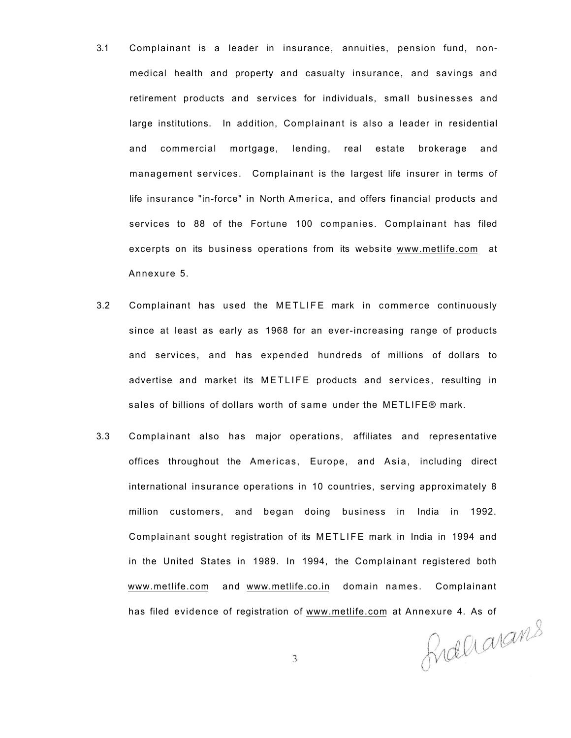3.1 Complainant is a leader in insurance, annuities, pension fund, non-medical health and property and casualty insurance, and savings and retirement products and services for individuals, small businesses and large institutions. In addition, Complainant is also a leader in residential and commercial mortgage, lending, real estate brokerage and management services. Complainant is the largest life insurer in terms of life insurance "in-force" in North America, and offers financial products and services to 88 of the Fortune 100 companies. Complainant has filed excerpts on its business operations from its website www.metlife.com at Annexure 5.

3.2 Complainant has used the METLIFE mark in commerce continuously since at least as early as 1968 for an ever-increasing range of products and services, and has expended hundreds of millions of dollars to advertise and market its METLIFE products and services, resulting in sales of billions of dollars worth of same under the METLIFE® mark.

3.3 Complainant also has major operations, affiliates and representative offices throughout the Americas, Europe, and Asia, including direct international insurance operations in 10 countries, serving approximately 8 million customers, and began doing business in India in 1992. Complainant sought registration of its METLIFE mark in India in 1994 and in the United States in 1989. In 1994, the Complainant registered both www.metlife.com and www.metlife.co.in domain names. Complainant has filed evidence of registration of www.metlife.com at Annexure 4. As of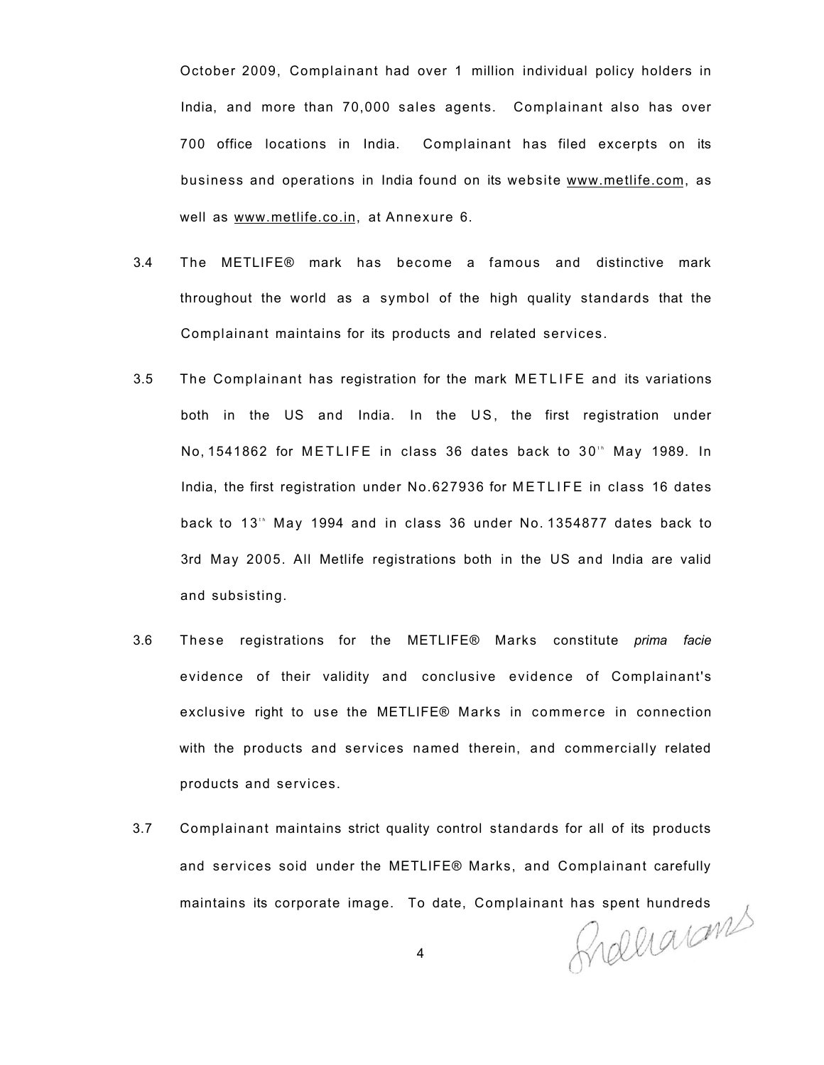October 2009, Complainant had over 1 million individual policy holders in India, and more than 70,000 sales agents. Complainant also has over 700 office locations in India. Complainant has filed excerpts on its business and operations in India found on its website www.metlife.com, as well as www.metlife.co.in, at Annexure 6.

3.4 The METLIFE® mark has become a famous and distinctive mark throughout the world as a symbol of the high quality standards that the Complainant maintains for its products and related services.

3.5 The Complainant has registration for the mark METLIFE and its variations both in the US and India. In the US, the first registration under No, 1541862 for METLIFE in class 36 dates back to 30th May 1989. In India, the first registration under No.627936 for METLIFE in class 16 dates back to 13th May 1994 and in class 36 under No. 1354877 dates back to 3rd May 2005. All Metlife registrations both in the US and India are valid and subsisting.

3.6 These registrations for the METLIFE® Marks constitute *prima facie* evidence of their validity and conclusive evidence of Complainant's exclusive right to use the METLIFE® Marks in commerce in connection with the products and services named therein, and commercially related products and services.

3.7 Complainant maintains strict quality control standards for all of its products and services soid under the METLIFE® Marks, and Complainant carefully maintains its corporate image. To date, Complainant has spent hundreds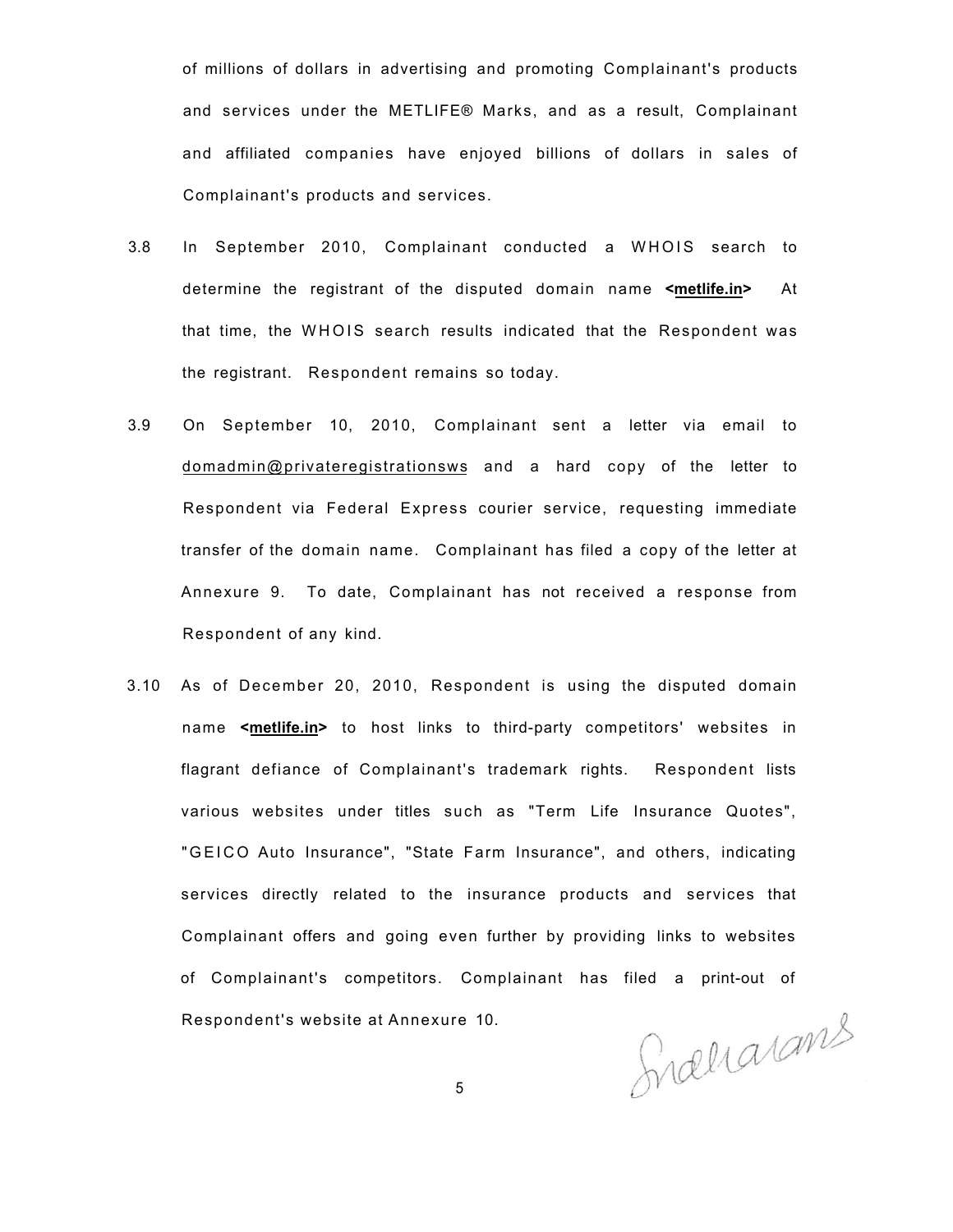of millions of dollars in advertising and promoting Complainant's products and services under the METLIFE® Marks, and as a result, Complainant and affiliated companies have enjoyed billions of dollars in sales of Complainant's products and services.

3.8 In September 2010, Complainant conducted a WHOIS search to determine the registrant of the disputed domain name **<metlife.in>** At that time, the WHOIS search results indicated that the Respondent was the registrant. Respondent remains so today.

3.9 On September 10, 2010, Complainant sent a letter via email to domadmin@privateregistrationsws and a hard copy of the letter to Respondent via Federal Express courier service, requesting immediate transfer of the domain name. Complainant has filed a copy of the letter at Annexure 9. To date, Complainant has not received a response from Respondent of any kind.

3.10 As of December 20, 2010, Respondent is using the disputed domain name **<metlife.in>** to host links to third-party competitors' websites in flagrant defiance of Complainant's trademark rights. Respondent lists various websites under titles such as "Term Life Insurance Quotes", "GEICO Auto Insurance", "State Farm Insurance", and others, indicating services directly related to the insurance products and services that Complainant offers and going even further by providing links to websites of Complainant's competitors. Complainant has filed a print-out of Respondent's website at Annexure 10.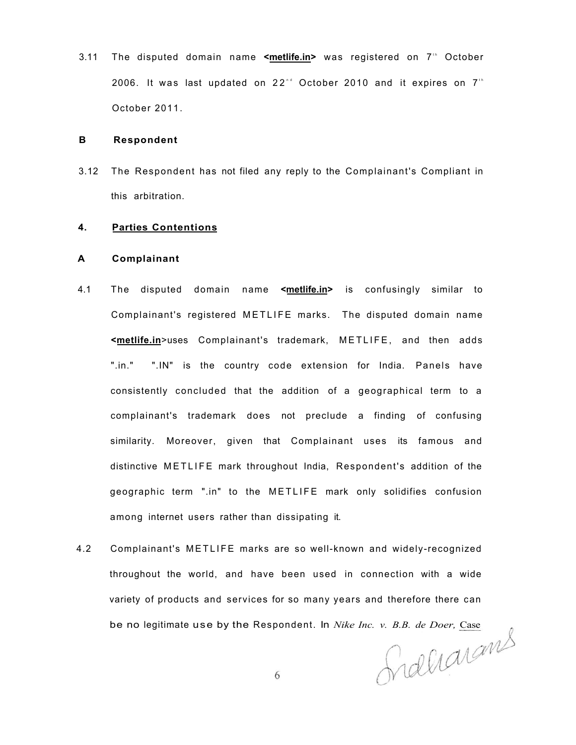3.11 The disputed domain name **<metlife.in>** was registered on 7th October 2006. It was last updated on 22nd October 2010 and it expires on 7th October 2011.

**B Respondent**

3.12 The Respondent has not filed any reply to the Complainant's Compliant in this arbitration.

**4. Parties Contentions**

**A Complainant**

4.1 The disputed domain name **<metlife.in>** is confusingly similar to Complainant's registered METLIFE marks. The disputed domain name **<metlife.in>**uses Complainant's trademark, METLIFE, and then adds ".in." ".IN" is the country code extension for India. Panels have consistently concluded that the addition of a geographical term to a complainant's trademark does not preclude a finding of confusing similarity. Moreover, given that Complainant uses its famous and distinctive METLIFE mark throughout India, Respondent's addition of the geographic term ".in" to the METLIFE mark only solidifies confusion among internet users rather than dissipating it.

4.2 Complainant's METLIFE marks are so well-known and widely-recognized throughout the world, and have been used in connection with a wide variety of products and services for so many years and therefore there can be no legitimate use by the Respondent. In *Nike Inc. v. B.B. de Doer,* Case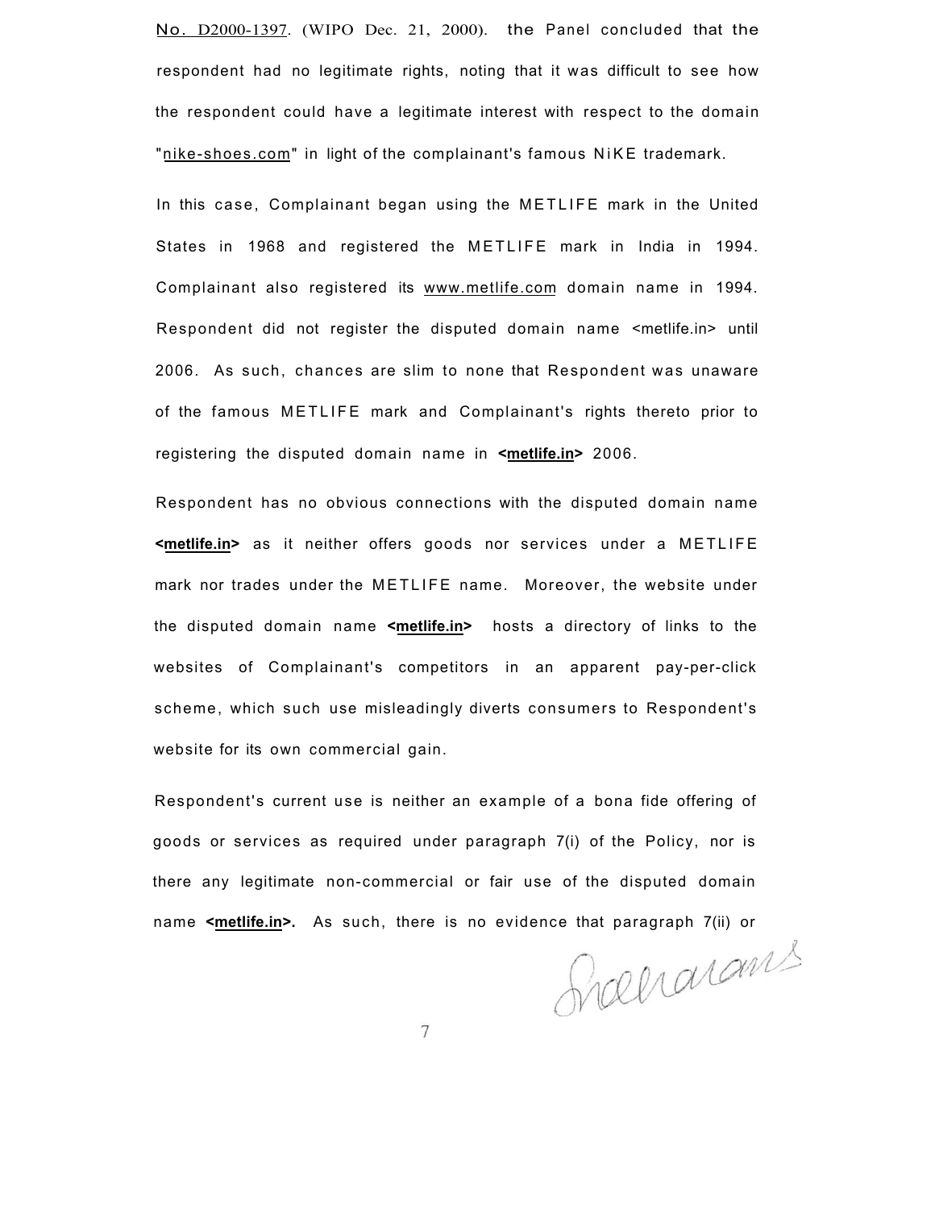No. D2000-1397. (WIPO Dec. 21, 2000). the Panel concluded that the respondent had no legitimate rights, noting that it was difficult to see how the respondent could have a legitimate interest with respect to the domain "nike-shoes.com" in light of the complainant's famous NiKE trademark.

In this case, Complainant began using the METLIFE mark in the United States in 1968 and registered the METLIFE mark in India in 1994. Complainant also registered its www.metlife.com domain name in 1994. Respondent did not register the disputed domain name <metlife.in> until 2006. As such, chances are slim to none that Respondent was unaware of the famous METLIFE mark and Complainant's rights thereto prior to registering the disputed domain name in **<metlife.in>** 2006.

Respondent has no obvious connections with the disputed domain name **<metlife.in>** as it neither offers goods nor services under a METLIFE mark nor trades under the METLIFE name. Moreover, the website under the disputed domain name **<metlife.in>** hosts a directory of links to the websites of Complainant's competitors in an apparent pay-per-click scheme, which such use misleadingly diverts consumers to Respondent's website for its own commercial gain.

Respondent's current use is neither an example of a bona fide offering of goods or services as required under paragraph 7(i) of the Policy, nor is there any legitimate non-commercial or fair use of the disputed domain name **<metlife.in>.** As such, there is no evidence that paragraph 7(ii) or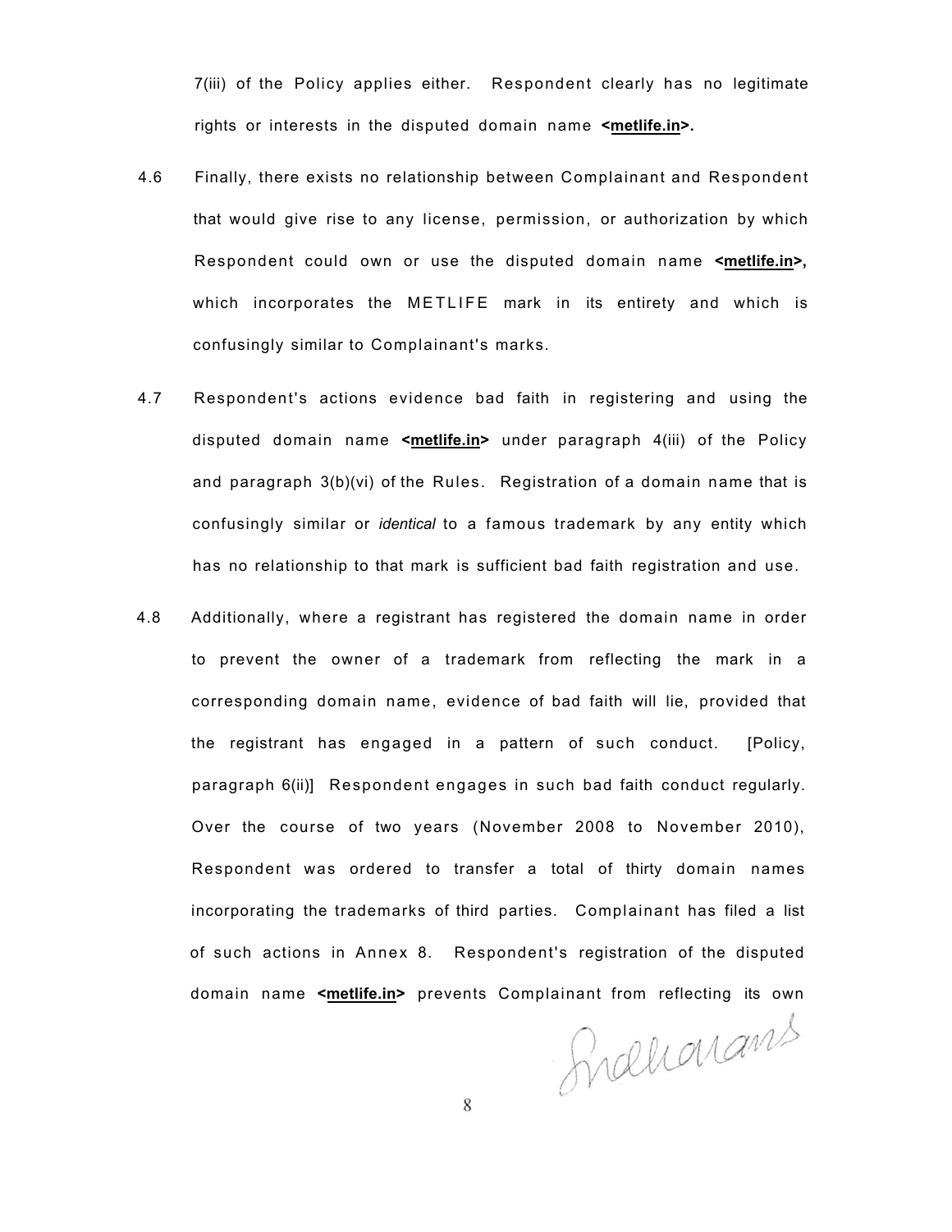7(iii) of the Policy applies either. Respondent clearly has no legitimate rights or interests in the disputed domain name **<metlife.in>.**

4.6 Finally, there exists no relationship between Complainant and Respondent that would give rise to any license, permission, or authorization by which Respondent could own or use the disputed domain name **<metlife.in>,** which incorporates the METLIFE mark in its entirety and which is confusingly similar to Complainant's marks.

4.7 Respondent's actions evidence bad faith in registering and using the disputed domain name **<metlife.in>** under paragraph 4(iii) of the Policy and paragraph 3(b)(vi) of the Rules. Registration of a domain name that is confusingly similar or *identical* to a famous trademark by any entity which has no relationship to that mark is sufficient bad faith registration and use.

4.8 Additionally, where a registrant has registered the domain name in order to prevent the owner of a trademark from reflecting the mark in a corresponding domain name, evidence of bad faith will lie, provided that the registrant has engaged in a pattern of such conduct. [Policy, paragraph 6(ii)] Respondent engages in such bad faith conduct regularly. Over the course of two years (November 2008 to November 2010), Respondent was ordered to transfer a total of thirty domain names incorporating the trademarks of third parties. Complainant has filed a list of such actions in Annex 8. Respondent's registration of the disputed domain name **<metlife.in>** prevents Complainant from reflecting its own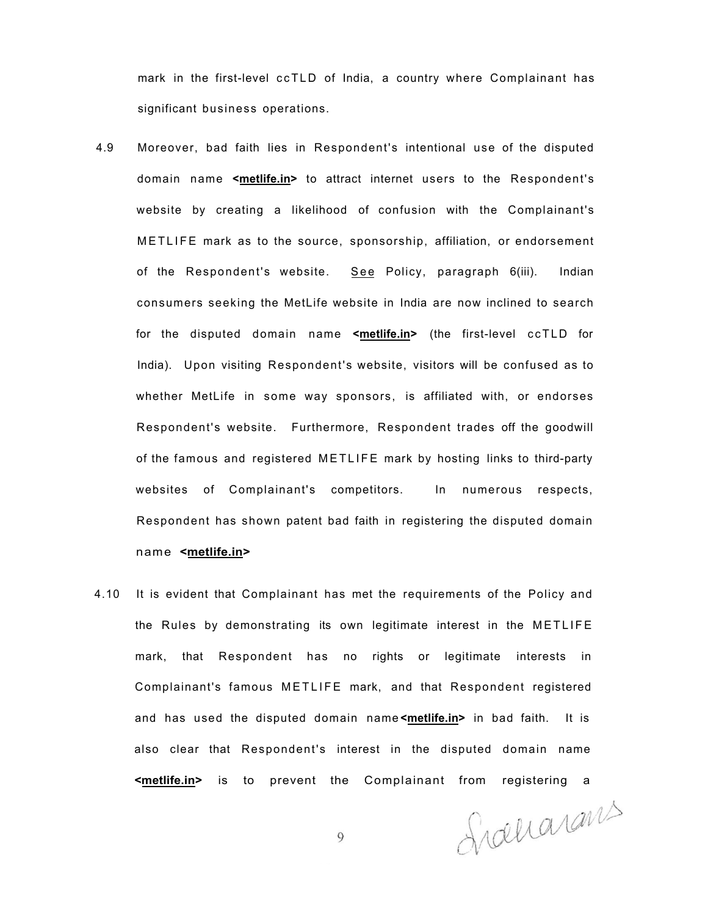mark in the first-level ccTLD of India, a country where Complainant has significant business operations.

4.9 Moreover, bad faith lies in Respondent's intentional use of the disputed domain name **<metlife.in>** to attract internet users to the Respondent's website by creating a likelihood of confusion with the Complainant's METLIFE mark as to the source, sponsorship, affiliation, or endorsement of the Respondent's website. See Policy, paragraph 6(iii). Indian consumers seeking the MetLife website in India are now inclined to search for the disputed domain name **<metlife.in>** (the first-level ccTLD for India). Upon visiting Respondent's website, visitors will be confused as to whether MetLife in some way sponsors, is affiliated with, or endorses Respondent's website. Furthermore, Respondent trades off the goodwill of the famous and registered METLIFE mark by hosting links to third-party websites of Complainant's competitors. In numerous respects, Respondent has shown patent bad faith in registering the disputed domain name **<metlife.in>**

4.10 It is evident that Complainant has met the requirements of the Policy and the Rules by demonstrating its own legitimate interest in the METLIFE mark, that Respondent has no rights or legitimate interests in Complainant's famous METLIFE mark, and that Respondent registered and has used the disputed domain name **<metlife.in>** in bad faith. It is also clear that Respondent's interest in the disputed domain name **<metlife.in>** is to prevent the Complainant from registering a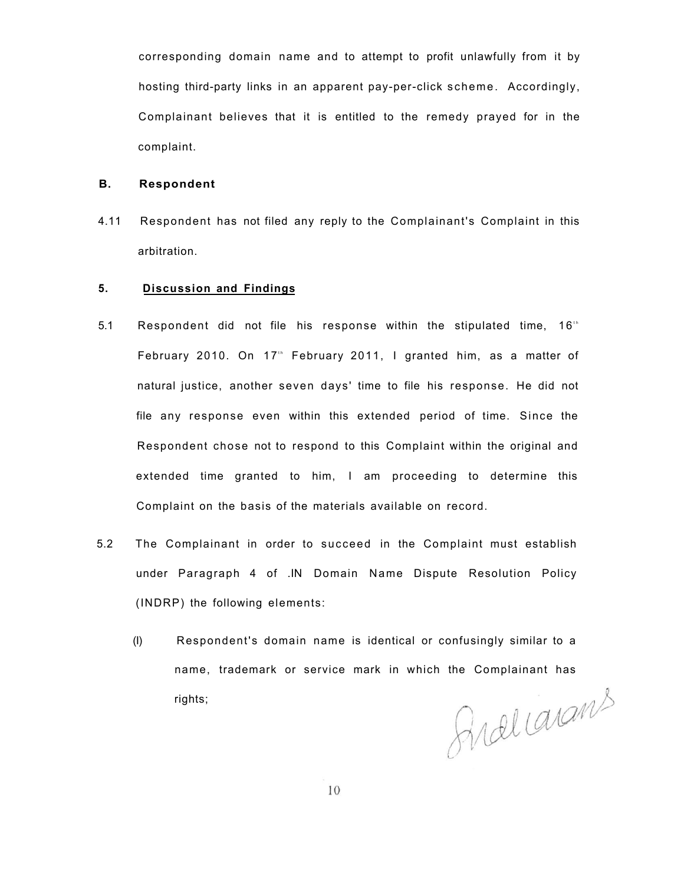corresponding domain name and to attempt to profit unlawfully from it by hosting third-party links in an apparent pay-per-click scheme. Accordingly, Complainant believes that it is entitled to the remedy prayed for in the complaint.

**B. Respondent**

4.11 Respondent has not filed any reply to the Complainant's Complaint in this arbitration.

**5. Discussion and Findings**

5.1 Respondent did not file his response within the stipulated time, 16th February 2010. On 17th February 2011, I granted him, as a matter of natural justice, another seven days' time to file his response. He did not file any response even within this extended period of time. Since the Respondent chose not to respond to this Complaint within the original and extended time granted to him, I am proceeding to determine this Complaint on the basis of the materials available on record.

5.2 The Complainant in order to succeed in the Complaint must establish under Paragraph 4 of .IN Domain Name Dispute Resolution Policy (INDRP) the following elements:

(I) Respondent's domain name is identical or confusingly similar to a name, trademark or service mark in which the Complainant has rights;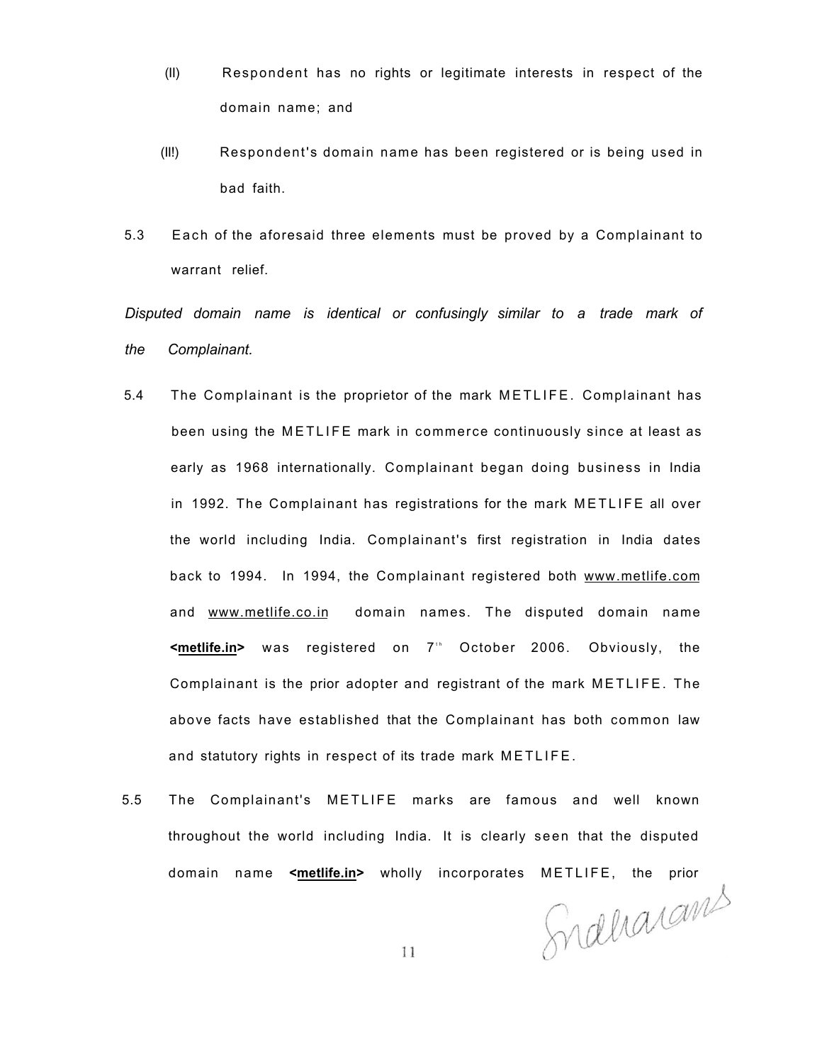(II) Respondent has no rights or legitimate interests in respect of the domain name; and

(II!) Respondent's domain name has been registered or is being used in bad faith.

5.3 Each of the aforesaid three elements must be proved by a Complainant to warrant relief.

*Disputed domain name is identical or confusingly similar to a trade mark of the Complainant.*

5.4 The Complainant is the proprietor of the mark METLIFE. Complainant has been using the METLIFE mark in commerce continuously since at least as early as 1968 internationally. Complainant began doing business in India in 1992. The Complainant has registrations for the mark METLIFE all over the world including India. Complainant's first registration in India dates back to 1994. In 1994, the Complainant registered both www.metlife.com and www.metlife.co.in domain names. The disputed domain name **<metlife.in>** was registered on 7th October 2006. Obviously, the Complainant is the prior adopter and registrant of the mark METLIFE. The above facts have established that the Complainant has both common law and statutory rights in respect of its trade mark METLIFE.

5.5 The Complainant's METLIFE marks are famous and well known throughout the world including India. It is clearly seen that the disputed domain name **<metlife.in>** wholly incorporates METLIFE, the prior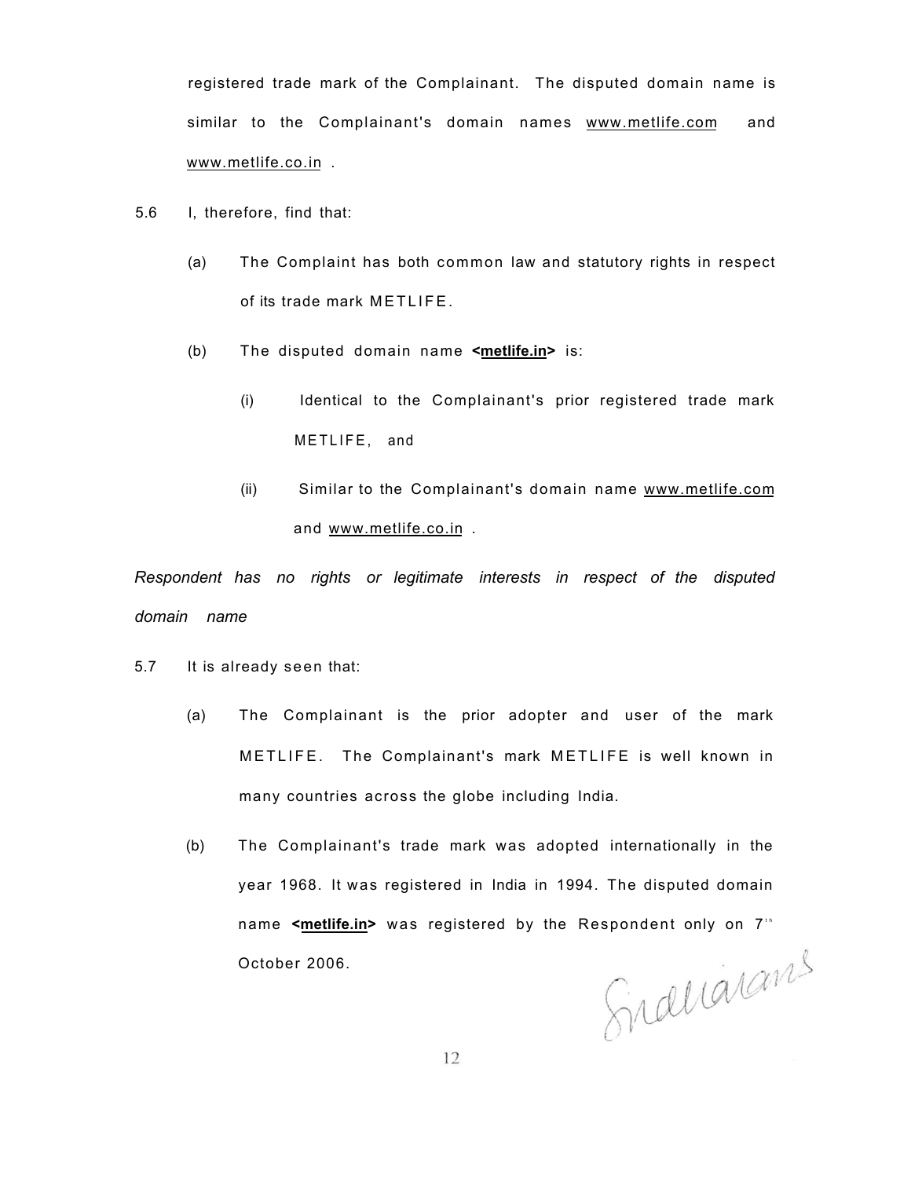registered trade mark of the Complainant. The disputed domain name is similar to the Complainant's domain names www.metlife.com and www.metlife.co.in .

5.6 I, therefore, find that:

(a) The Complaint has both common law and statutory rights in respect of its trade mark METLIFE.

(b) The disputed domain name **<metlife.in>** is:

(i) Identical to the Complainant's prior registered trade mark METLIFE, and

(ii) Similar to the Complainant's domain name www.metlife.com and www.metlife.co.in .

*Respondent has no rights or legitimate interests in respect of the disputed domain name*

5.7 It is already seen that:

(a) The Complainant is the prior adopter and user of the mark METLIFE. The Complainant's mark METLIFE is well known in many countries across the globe including India.

(b) The Complainant's trade mark was adopted internationally in the year 1968. It was registered in India in 1994. The disputed domain name **<metlife.in>** was registered by the Respondent only on 7th October 2006.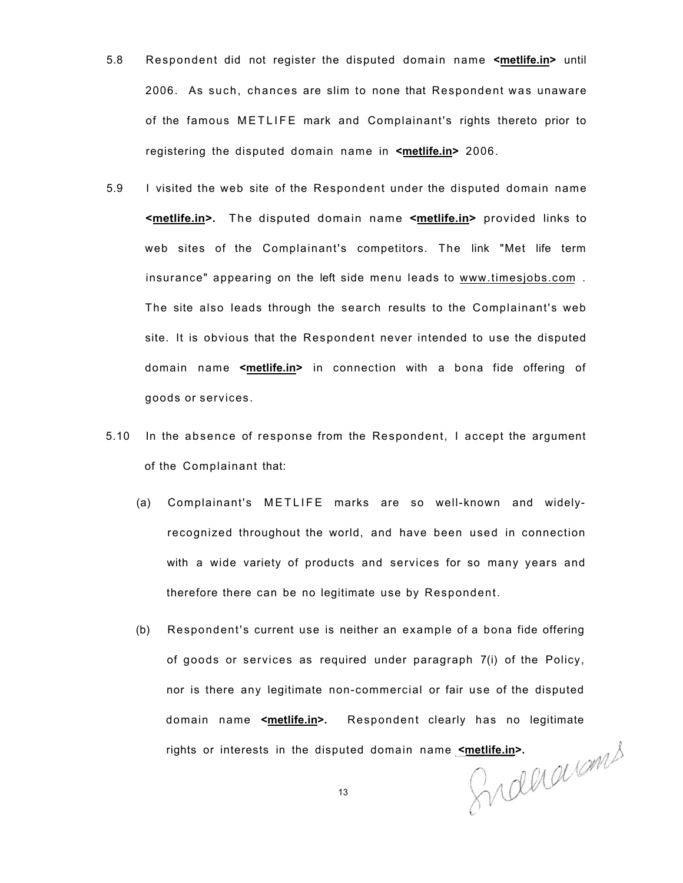5.8 Respondent did not register the disputed domain name **<metlife.in>** until 2006. As such, chances are slim to none that Respondent was unaware of the famous METLIFE mark and Complainant's rights thereto prior to registering the disputed domain name in **<metlife.in>** 2006.

5.9 I visited the web site of the Respondent under the disputed domain name **<metlife.in>.** The disputed domain name **<metlife.in>** provided links to web sites of the Complainant's competitors. The link "Met life term insurance" appearing on the left side menu leads to www.timesjobs.com . The site also leads through the search results to the Complainant's web site. It is obvious that the Respondent never intended to use the disputed domain name **<metlife.in>** in connection with a bona fide offering of goods or services.

5.10 In the absence of response from the Respondent, I accept the argument of the Complainant that:

(a) Complainant's METLIFE marks are so well-known and widely-recognized throughout the world, and have been used in connection with a wide variety of products and services for so many years and therefore there can be no legitimate use by Respondent.

(b) Respondent's current use is neither an example of a bona fide offering of goods or services as required under paragraph 7(i) of the Policy, nor is there any legitimate non-commercial or fair use of the disputed domain name **<metlife.in>.** Respondent clearly has no legitimate rights or interests in the disputed domain name **<metlife.in>.**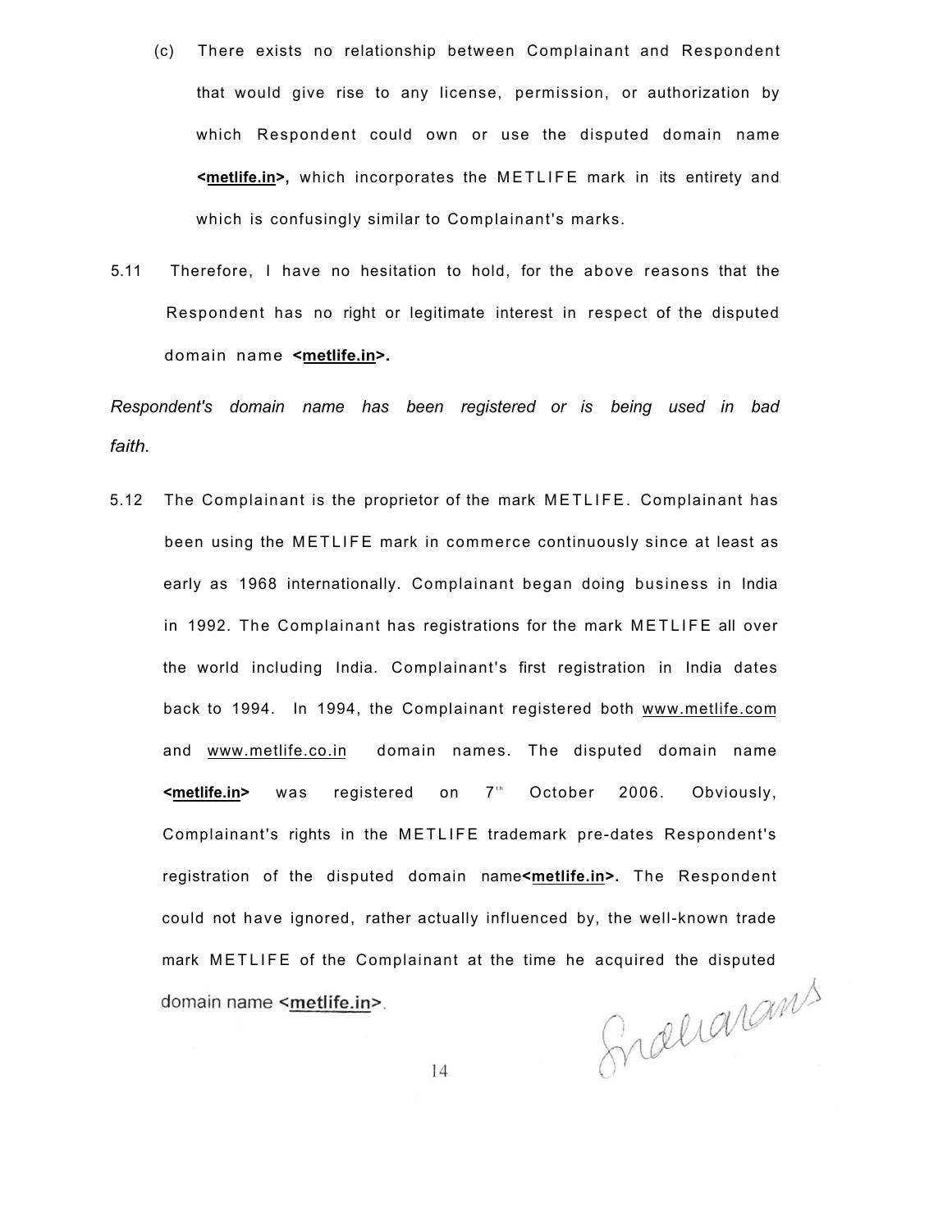(c) There exists no relationship between Complainant and Respondent that would give rise to any license, permission, or authorization by which Respondent could own or use the disputed domain name **<metlife.in>,** which incorporates the METLIFE mark in its entirety and which is confusingly similar to Complainant's marks.

5.11 Therefore, I have no hesitation to hold, for the above reasons that the Respondent has no right or legitimate interest in respect of the disputed domain name **<metlife.in>.**

*Respondent's domain name has been registered or is being used in bad faith.*

5.12 The Complainant is the proprietor of the mark METLIFE. Complainant has been using the METLIFE mark in commerce continuously since at least as early as 1968 internationally. Complainant began doing business in India in 1992. The Complainant has registrations for the mark METLIFE all over the world including India. Complainant's first registration in India dates back to 1994. In 1994, the Complainant registered both www.metlife.com and www.metlife.co.in domain names. The disputed domain name **<metlife.in>** was registered on 7th October 2006. Obviously, Complainant's rights in the METLIFE trademark pre-dates Respondent's registration of the disputed domain name**<metlife.in>.** The Respondent could not have ignored, rather actually influenced by, the well-known trade mark METLIFE of the Complainant at the time he acquired the disputed domain name **<metlife.in>**.

Sreeramans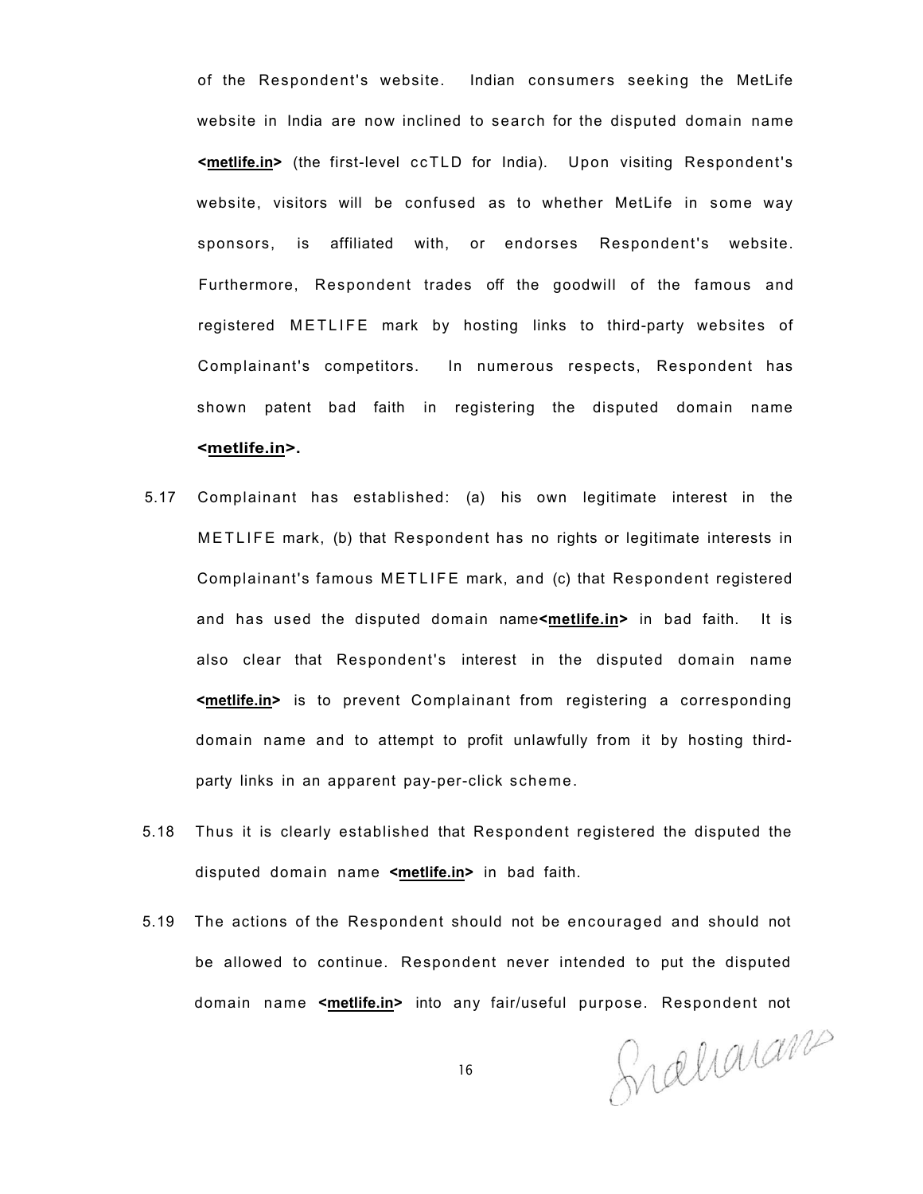of the Respondent's website. Indian consumers seeking the MetLife website in India are now inclined to search for the disputed domain name **<metlife.in>** (the first-level ccTLD for India). Upon visiting Respondent's website, visitors will be confused as to whether MetLife in some way sponsors, is affiliated with, or endorses Respondent's website. Furthermore, Respondent trades off the goodwill of the famous and registered METLIFE mark by hosting links to third-party websites of Complainant's competitors. In numerous respects, Respondent has shown patent bad faith in registering the disputed domain name **<metlife.in>.**

5.17 Complainant has established: (a) his own legitimate interest in the METLIFE mark, (b) that Respondent has no rights or legitimate interests in Complainant's famous METLIFE mark, and (c) that Respondent registered and has used the disputed domain name**<metlife.in>** in bad faith. It is also clear that Respondent's interest in the disputed domain name **<metlife.in>** is to prevent Complainant from registering a corresponding domain name and to attempt to profit unlawfully from it by hosting third-party links in an apparent pay-per-click scheme.

5.18 Thus it is clearly established that Respondent registered the disputed the disputed domain name **<metlife.in>** in bad faith.

5.19 The actions of the Respondent should not be encouraged and should not be allowed to continue. Respondent never intended to put the disputed domain name **<metlife.in>** into any fair/useful purpose. Respondent not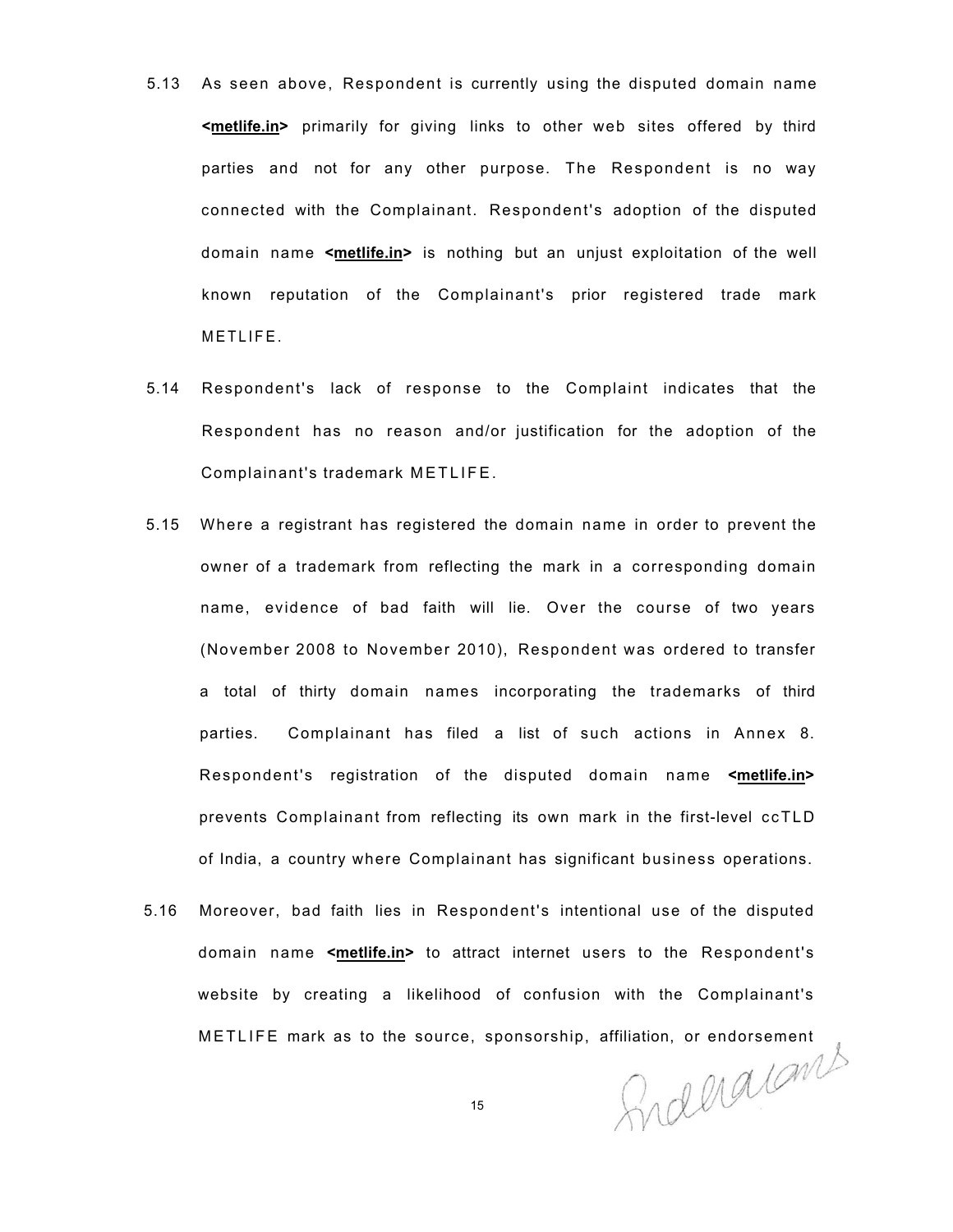5.13 As seen above, Respondent is currently using the disputed domain name **<metlife.in>** primarily for giving links to other web sites offered by third parties and not for any other purpose. The Respondent is no way connected with the Complainant. Respondent's adoption of the disputed domain name **<metlife.in>** is nothing but an unjust exploitation of the well known reputation of the Complainant's prior registered trade mark METLIFE.

5.14 Respondent's lack of response to the Complaint indicates that the Respondent has no reason and/or justification for the adoption of the Complainant's trademark METLIFE.

5.15 Where a registrant has registered the domain name in order to prevent the owner of a trademark from reflecting the mark in a corresponding domain name, evidence of bad faith will lie. Over the course of two years (November 2008 to November 2010), Respondent was ordered to transfer a total of thirty domain names incorporating the trademarks of third parties. Complainant has filed a list of such actions in Annex 8. Respondent's registration of the disputed domain name **<metlife.in>** prevents Complainant from reflecting its own mark in the first-level ccTLD of India, a country where Complainant has significant business operations.

5.16 Moreover, bad faith lies in Respondent's intentional use of the disputed domain name **<metlife.in>** to attract internet users to the Respondent's website by creating a likelihood of confusion with the Complainant's METLIFE mark as to the source, sponsorship, affiliation, or endorsement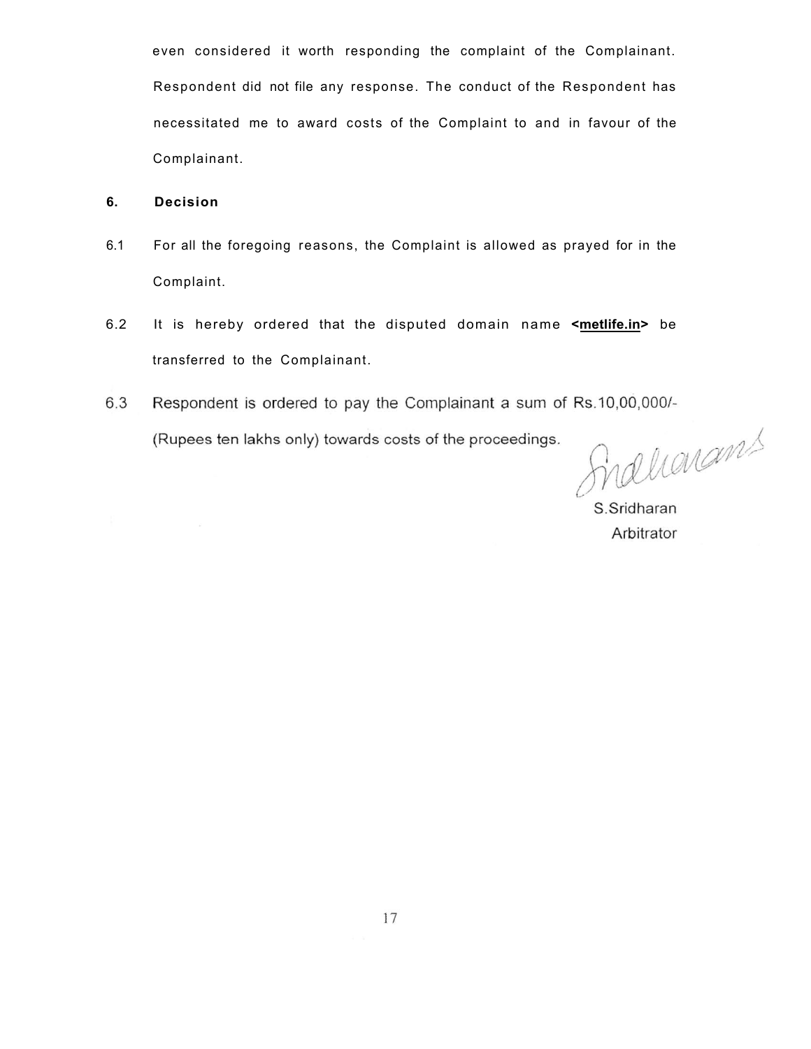even considered it worth responding the complaint of the Complainant. Respondent did not file any response. The conduct of the Respondent has necessitated me to award costs of the Complaint to and in favour of the Complainant.

**6. Decision**

6.1 For all the foregoing reasons, the Complaint is allowed as prayed for in the Complaint.

6.2 It is hereby ordered that the disputed domain name **<metlife.in>** be transferred to the Complainant.

6.3 Respondent is ordered to pay the Complainant a sum of Rs.10,00,000/- (Rupees ten lakhs only) towards costs of the proceedings.

S.Sridharan
Arbitrator